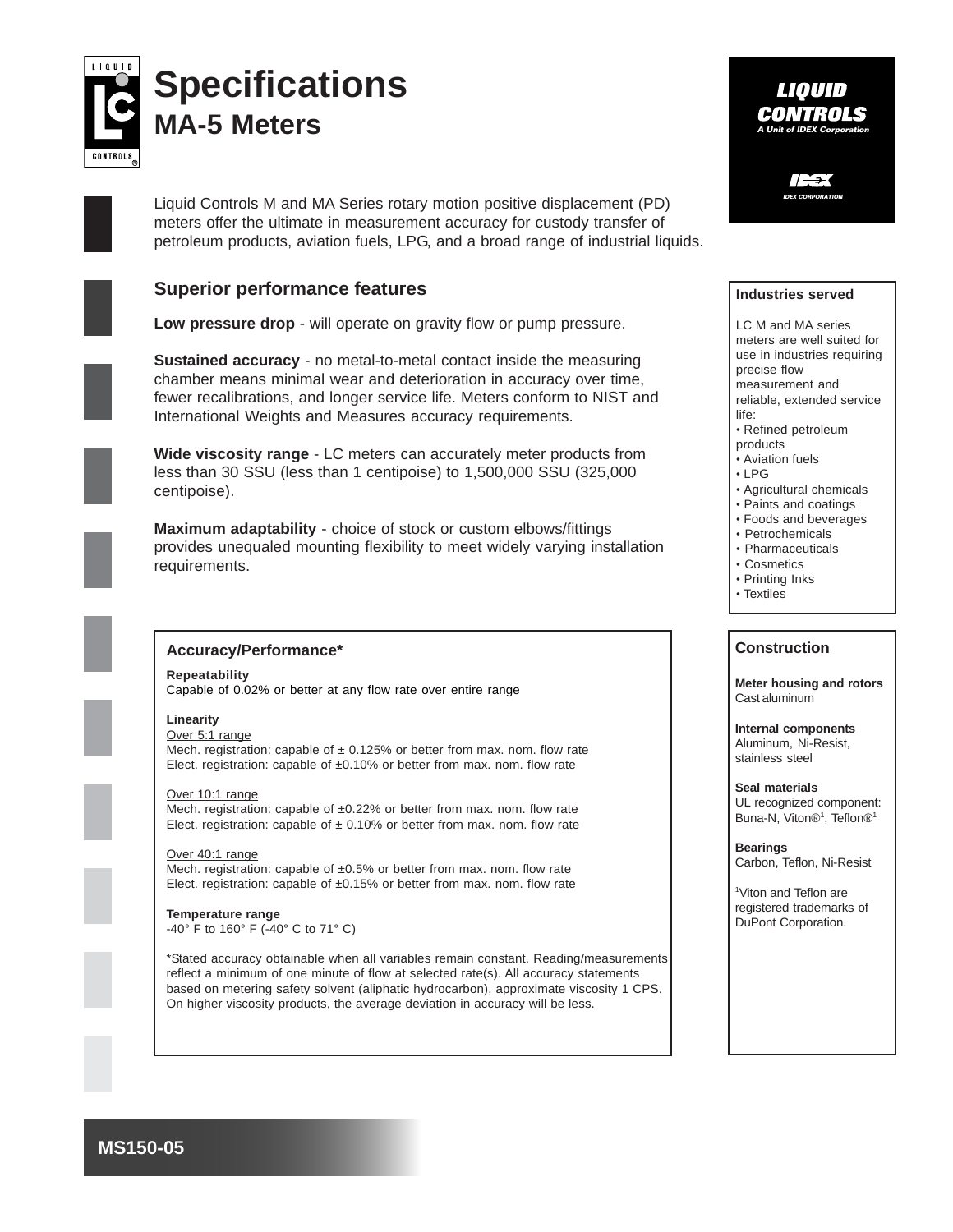# Specifications
## MA-5 Meters

LIQUID CONTROLS
A Unit of IDEX Corporation

Liquid Controls M and MA Series rotary motion positive displacement (PD) meters offer the ultimate in measurement accuracy for custody transfer of petroleum products, aviation fuels, LPG, and a broad range of industrial liquids.

## Superior performance features

**Low pressure drop** - will operate on gravity flow or pump pressure.

**Sustained accuracy** - no metal-to-metal contact inside the measuring chamber means minimal wear and deterioration in accuracy over time, fewer recalibrations, and longer service life. Meters conform to NIST and International Weights and Measures accuracy requirements.

**Wide viscosity range** - LC meters can accurately meter products from less than 30 SSU (less than 1 centipoise) to 1,500,000 SSU (325,000 centipoise).

**Maximum adaptability** - choice of stock or custom elbows/fittings provides unequaled mounting flexibility to meet widely varying installation requirements.

### Industries served

LC M and MA series meters are well suited for use in industries requiring precise flow measurement and reliable, extended service life:

- Refined petroleum products
- Aviation fuels
- LPG
- Agricultural chemicals
- Paints and coatings
- Foods and beverages
- Petrochemicals
- Pharmaceuticals
- Cosmetics
- Printing Inks
- Textiles

### Accuracy/Performance*

**Repeatability**
Capable of 0.02% or better at any flow rate over entire range

**Linearity**

Over 5:1 range
Mech. registration: capable of ± 0.125% or better from max. nom. flow rate
Elect. registration: capable of ±0.10% or better from max. nom. flow rate

Over 10:1 range
Mech. registration: capable of ±0.22% or better from max. nom. flow rate
Elect. registration: capable of ± 0.10% or better from max. nom. flow rate

Over 40:1 range
Mech. registration: capable of ±0.5% or better from max. nom. flow rate
Elect. registration: capable of ±0.15% or better from max. nom. flow rate

**Temperature range**
-40° F to 160° F (-40° C to 71° C)

*Stated accuracy obtainable when all variables remain constant. Reading/measurements reflect a minimum of one minute of flow at selected rate(s). All accuracy statements based on metering safety solvent (aliphatic hydrocarbon), approximate viscosity 1 CPS. On higher viscosity products, the average deviation in accuracy will be less.

### Construction

**Meter housing and rotors**
Cast aluminum

**Internal components**
Aluminum, Ni-Resist, stainless steel

**Seal materials**
UL recognized component: Buna-N, Viton®[1], Teflon®[1]

**Bearings**
Carbon, Teflon, Ni-Resist

[1]Viton and Teflon are registered trademarks of DuPont Corporation.

MS150-05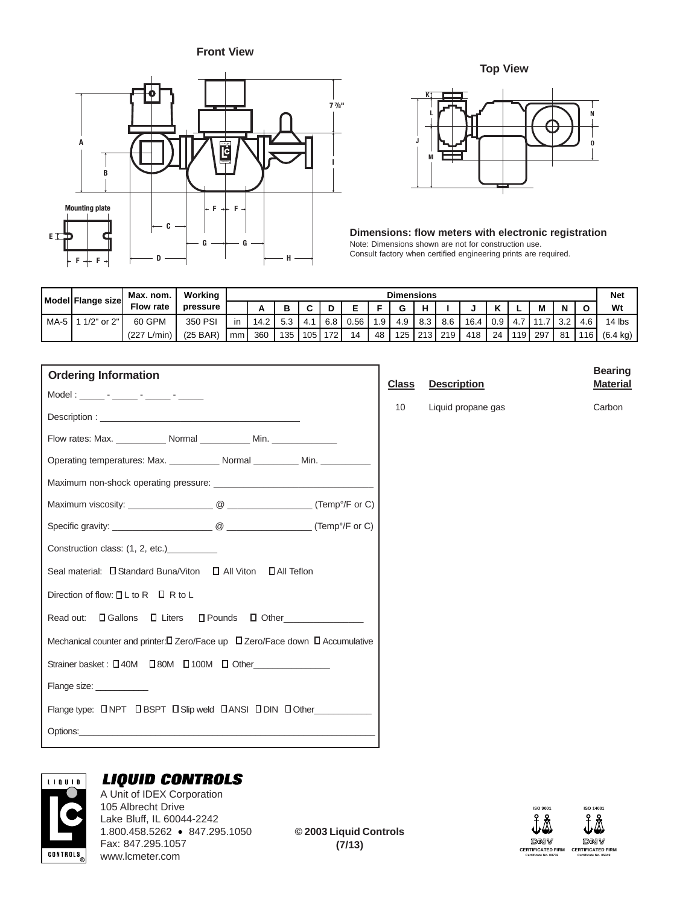**Front View**

**Top View**

**Dimensions: flow meters with electronic registration**

Note: Dimensions shown are not for construction use.
Consult factory when certified engineering prints are required.

| Model | Flange size | Max. nom. Flow rate | Working pressure | Dimensions | | | | | | | | | | | | | | | | Net Wt |
|---|---|---|---|---|---|---|---|---|---|---|---|---|---|---|---|---|---|---|---|---|
| | | | | | A | B | C | D | E | F | G | H | I | J | K | L | M | N | O | |
| MA-5 | 1 1/2" or 2" | 60 GPM | 350 PSI | in | 14.2 | 5.3 | 4.1 | 6.8 | 0.56 | 1.9 | 4.9 | 8.3 | 8.6 | 16.4 | 0.9 | 4.7 | 11.7 | 3.2 | 4.6 | 14 lbs |
| | | (227 L/min) | (25 BAR) | mm | 360 | 135 | 105 | 172 | 14 | 48 | 125 | 213 | 219 | 418 | 24 | 119 | 297 | 81 | 116 | (6.4 kg) |

## Ordering Information

Model : _____ - _____ - _____ - _____

Description : ________________________________________

Flow rates: Max. __________ Normal __________ Min. _____________

Operating temperatures: Max. __________ Normal _________ Min. __________

Maximum non-shock operating pressure: ______________________________

Maximum viscosity: _________________ @ _________________ (Temp°/F or C)

Specific gravity: ____________________ @ _________________ (Temp°/F or C)

Construction class: (1, 2, etc.)__________

Seal material: ☐ Standard Buna/Viton ☐ All Viton ☐ All Teflon

Direction of flow: ☐ L to R ☐ R to L

Read out: ☐ Gallons ☐ Liters ☐ Pounds ☐ Other________________

Mechanical counter and printer: ☐ Zero/Face up ☐ Zero/Face down ☐ Accumulative

Strainer basket : ☐ 40M ☐ 80M ☐ 100M ☐ Other________________

Flange size: ___________

Flange type: ☐ NPT ☐ BSPT ☐ Slip weld ☐ ANSI ☐ DIN ☐ Other____________

Options:____________________________________________________________

| Class | Description | Bearing Material |
|---|---|---|
| 10 | Liquid propane gas | Carbon |

**LIQUID CONTROLS**

A Unit of IDEX Corporation
105 Albrecht Drive
Lake Bluff, IL 60044-2242
1.800.458.5262 • 847.295.1050
Fax: 847.295.1057
www.lcmeter.com

**© 2003 Liquid Controls**
**(7/13)**

ISO 9001 DNV CERTIFICATED FIRM Certificate No. 08732
ISO 14001 DNV CERTIFICATED FIRM Certificate No. 05049